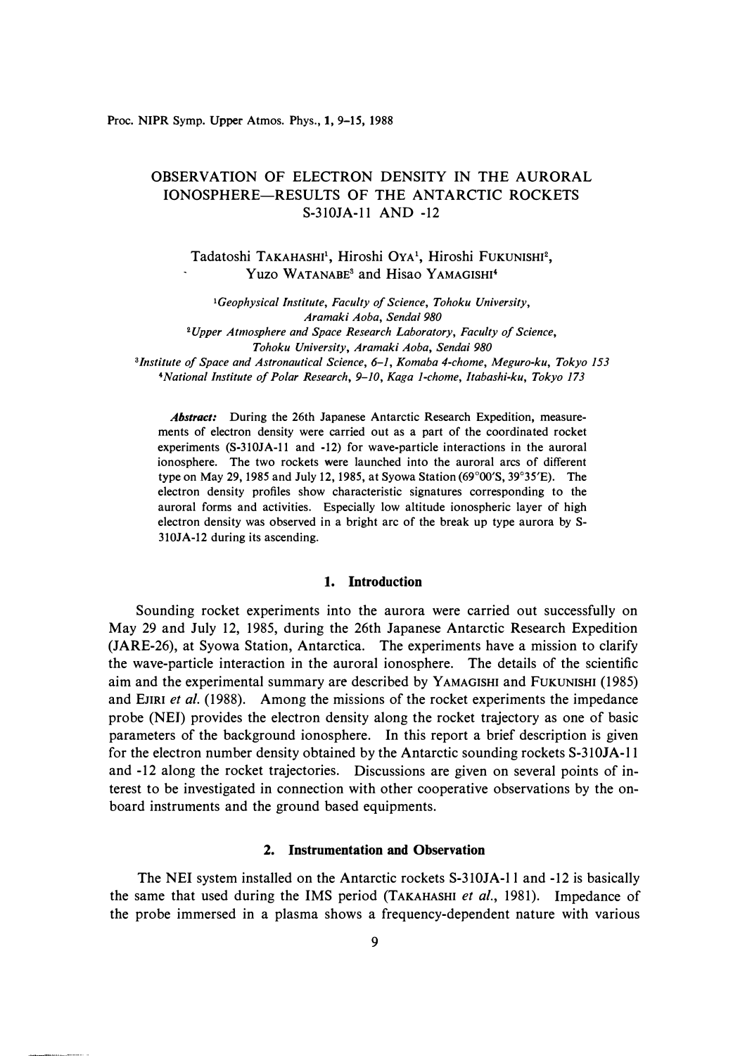# OBSERVATION OF ELECTRON DENSITY IN THE AURORAL IONOSPHERE—RESULTS OF THE ANTARCTIC ROCKETS S-310JA-11 AND -12

Tadatoshi TAKAHASHI[1], Hiroshi OYA[1], Hiroshi FUKUNISHI[2], Yuzo WATANABE[3] and Hisao YAMAGISHI[4]

[1]*Geophysical Institute, Faculty of Science, Tohoku University, Aramaki Aoba, Sendai 980*
[2]*Upper Atmosphere and Space Research Laboratory, Faculty of Science, Tohoku University, Aramaki Aoba, Sendai 980*
[3]*Institute of Space and Astronautical Science, 6–1, Komaba 4-chome, Meguro-ku, Tokyo 153*
[4]*National Institute of Polar Research, 9–10, Kaga 1-chome, Itabashi-ku, Tokyo 173*

***Abstract:*** During the 26th Japanese Antarctic Research Expedition, measurements of electron density were carried out as a part of the coordinated rocket experiments (S-310JA-11 and -12) for wave-particle interactions in the auroral ionosphere. The two rockets were launched into the auroral arcs of different type on May 29, 1985 and July 12, 1985, at Syowa Station (69°00′S, 39°35′E). The electron density profiles show characteristic signatures corresponding to the auroral forms and activities. Especially low altitude ionospheric layer of high electron density was observed in a bright arc of the break up type aurora by S-310JA-12 during its ascending.

## 1. Introduction

Sounding rocket experiments into the aurora were carried out successfully on May 29 and July 12, 1985, during the 26th Japanese Antarctic Research Expedition (JARE-26), at Syowa Station, Antarctica. The experiments have a mission to clarify the wave-particle interaction in the auroral ionosphere. The details of the scientific aim and the experimental summary are described by YAMAGISHI and FUKUNISHI (1985) and EJIRI *et al.* (1988). Among the missions of the rocket experiments the impedance probe (NEI) provides the electron density along the rocket trajectory as one of basic parameters of the background ionosphere. In this report a brief description is given for the electron number density obtained by the Antarctic sounding rockets S-310JA-11 and -12 along the rocket trajectories. Discussions are given on several points of interest to be investigated in connection with other cooperative observations by the onboard instruments and the ground based equipments.

## 2. Instrumentation and Observation

The NEI system installed on the Antarctic rockets S-310JA-11 and -12 is basically the same that used during the IMS period (TAKAHASHI *et al.*, 1981). Impedance of the probe immersed in a plasma shows a frequency-dependent nature with various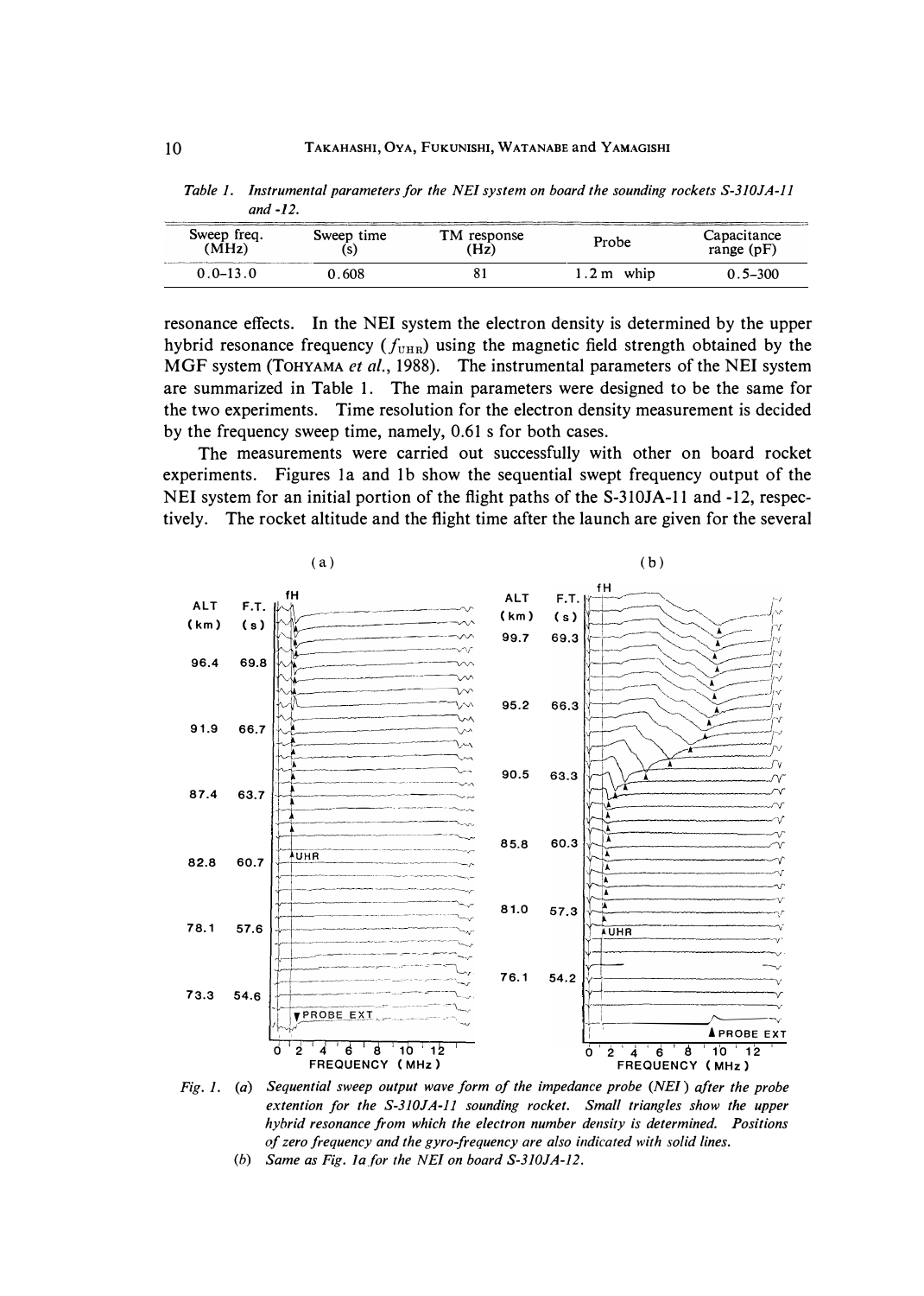Table 1. *Instrumental parameters for the NEI system on board the sounding rockets S-310JA-11 and -12.*

| Sweep freq. (MHz) | Sweep time (s) | TM response (Hz) | Probe | Capacitance range (pF) |
|---|---|---|---|---|
| 0.0–13.0 | 0.608 | 81 | 1.2 m whip | 0.5–300 |

resonance effects. In the NEI system the electron density is determined by the upper hybrid resonance frequency ($f_{UHR}$) using the magnetic field strength obtained by the MGF system (TOHYAMA *et al.*, 1988). The instrumental parameters of the NEI system are summarized in Table 1. The main parameters were designed to be the same for the two experiments. Time resolution for the electron density measurement is decided by the frequency sweep time, namely, 0.61 s for both cases.

The measurements were carried out successfully with other on board rocket experiments. Figures 1a and 1b show the sequential swept frequency output of the NEI system for an initial portion of the flight paths of the S-310JA-11 and -12, respectively. The rocket altitude and the flight time after the launch are given for the several

Fig. 1. (a) *Sequential sweep output wave form of the impedance probe (NEI) after the probe extention for the S-310JA-11 sounding rocket. Small triangles show the upper hybrid resonance from which the electron number density is determined. Positions of zero frequency and the gyro-frequency are also indicated with solid lines.*
(b) *Same as Fig. 1a for the NEI on board S-310JA-12.*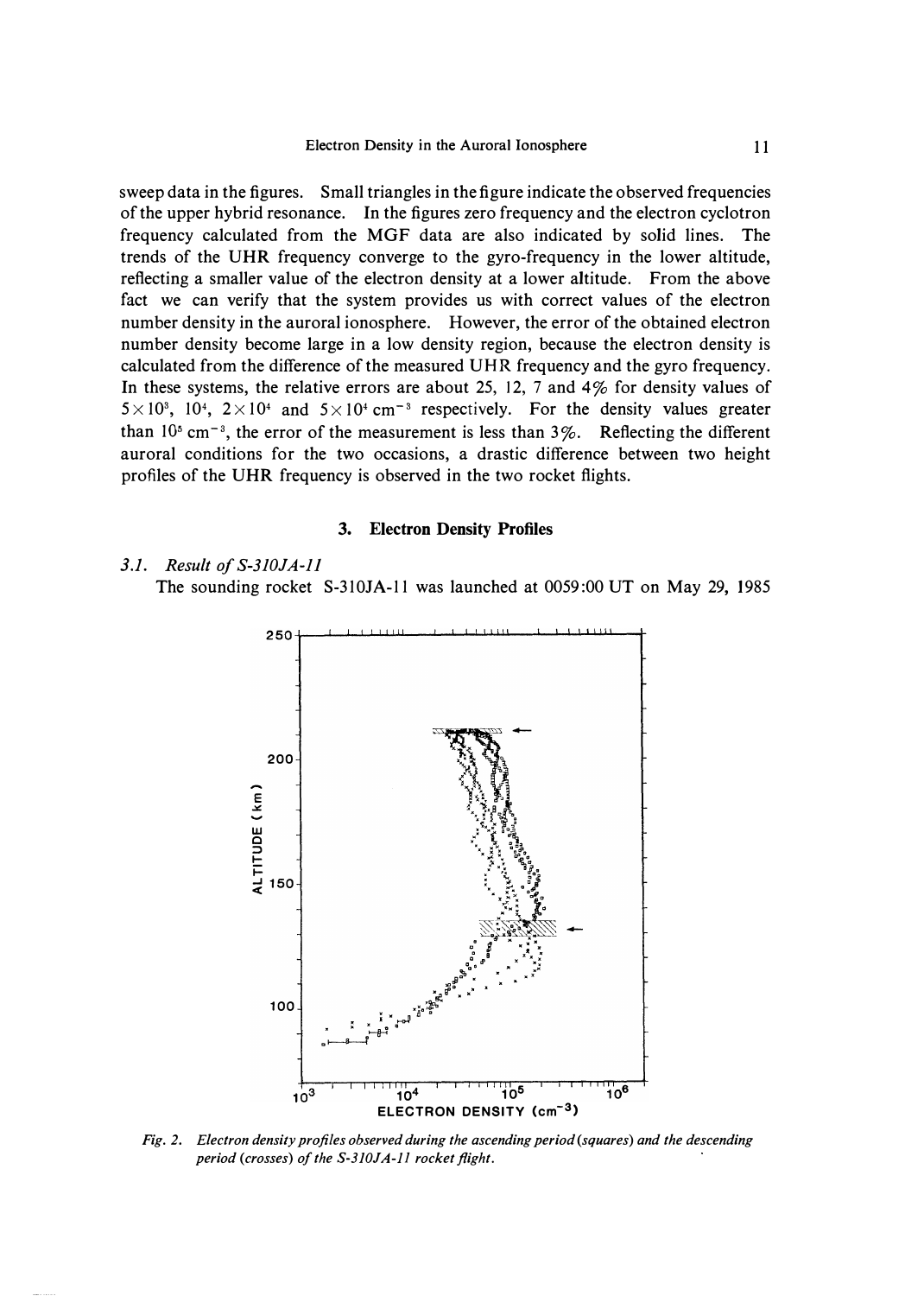sweep data in the figures. Small triangles in the figure indicate the observed frequencies of the upper hybrid resonance. In the figures zero frequency and the electron cyclotron frequency calculated from the MGF data are also indicated by solid lines. The trends of the UHR frequency converge to the gyro-frequency in the lower altitude, reflecting a smaller value of the electron density at a lower altitude. From the above fact we can verify that the system provides us with correct values of the electron number density in the auroral ionosphere. However, the error of the obtained electron number density become large in a low density region, because the electron density is calculated from the difference of the measured UHR frequency and the gyro frequency. In these systems, the relative errors are about 25, 12, 7 and 4% for density values of $5\times10^3$, $10^4$, $2\times10^4$ and $5\times10^4$ cm$^{-3}$ respectively. For the density values greater than $10^5$ cm$^{-3}$, the error of the measurement is less than 3%. Reflecting the different auroral conditions for the two occasions, a drastic difference between two height profiles of the UHR frequency is observed in the two rocket flights.

## 3. Electron Density Profiles

### 3.1. *Result of S-310JA-11*

The sounding rocket S-310JA-11 was launched at 0059:00 UT on May 29, 1985

*Fig. 2. Electron density profiles observed during the ascending period (squares) and the descending period (crosses) of the S-310JA-11 rocket flight.*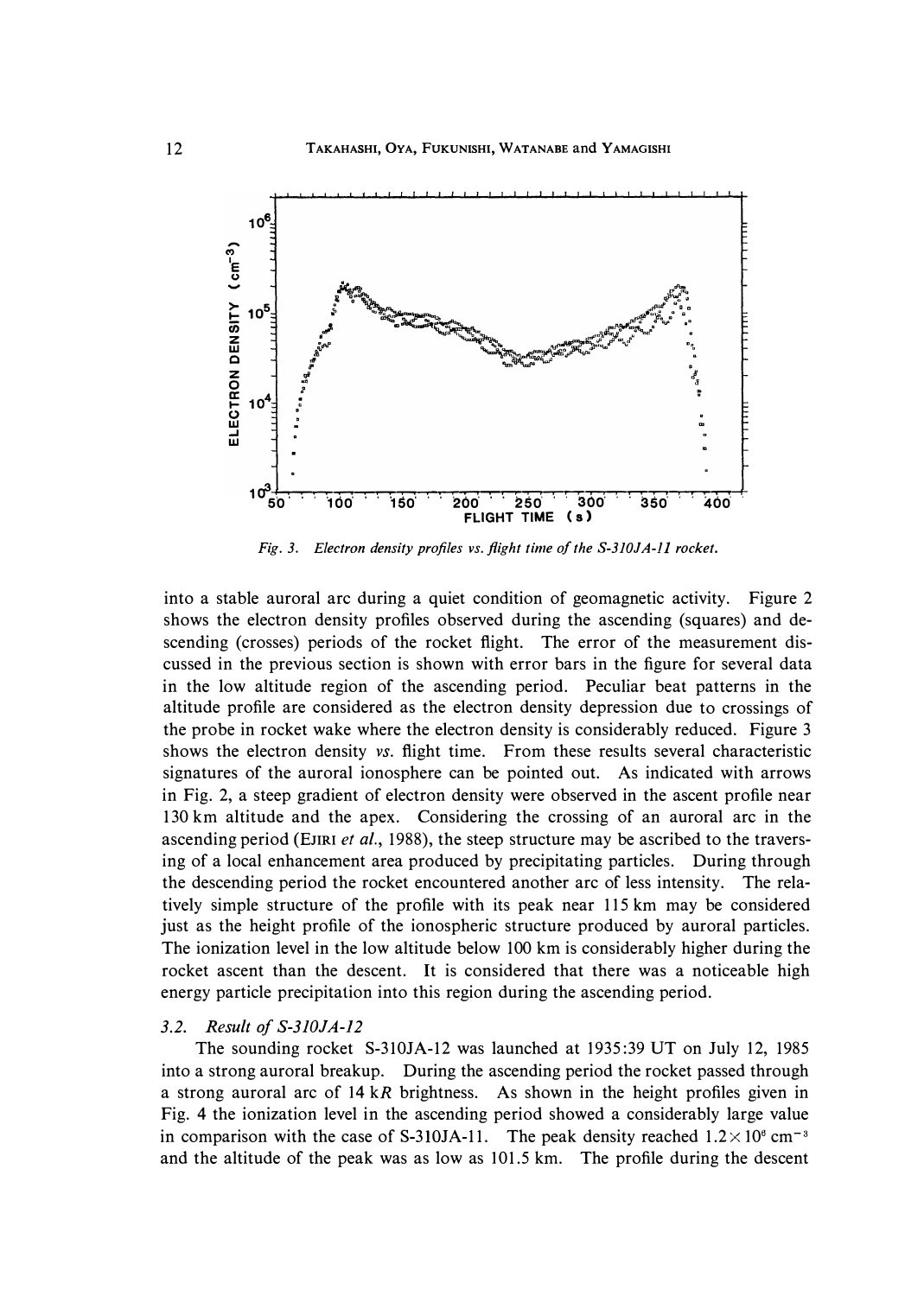Fig. 3. Electron density profiles vs. flight time of the S-310JA-11 rocket.

into a stable auroral arc during a quiet condition of geomagnetic activity. Figure 2 shows the electron density profiles observed during the ascending (squares) and descending (crosses) periods of the rocket flight. The error of the measurement discussed in the previous section is shown with error bars in the figure for several data in the low altitude region of the ascending period. Peculiar beat patterns in the altitude profile are considered as the electron density depression due to crossings of the probe in rocket wake where the electron density is considerably reduced. Figure 3 shows the electron density *vs.* flight time. From these results several characteristic signatures of the auroral ionosphere can be pointed out. As indicated with arrows in Fig. 2, a steep gradient of electron density were observed in the ascent profile near 130 km altitude and the apex. Considering the crossing of an auroral arc in the ascending period (EJIRI *et al.*, 1988), the steep structure may be ascribed to the traversing of a local enhancement area produced by precipitating particles. During through the descending period the rocket encountered another arc of less intensity. The relatively simple structure of the profile with its peak near 115 km may be considered just as the height profile of the ionospheric structure produced by auroral particles. The ionization level in the low altitude below 100 km is considerably higher during the rocket ascent than the descent. It is considered that there was a noticeable high energy particle precipitation into this region during the ascending period.

### 3.2. *Result of S-310JA-12*

The sounding rocket S-310JA-12 was launched at 1935:39 UT on July 12, 1985 into a strong auroral breakup. During the ascending period the rocket passed through a strong auroral arc of 14 k*R* brightness. As shown in the height profiles given in Fig. 4 the ionization level in the ascending period showed a considerably large value in comparison with the case of S-310JA-11. The peak density reached $1.2\times10^{6}$ cm$^{-3}$ and the altitude of the peak was as low as 101.5 km. The profile during the descent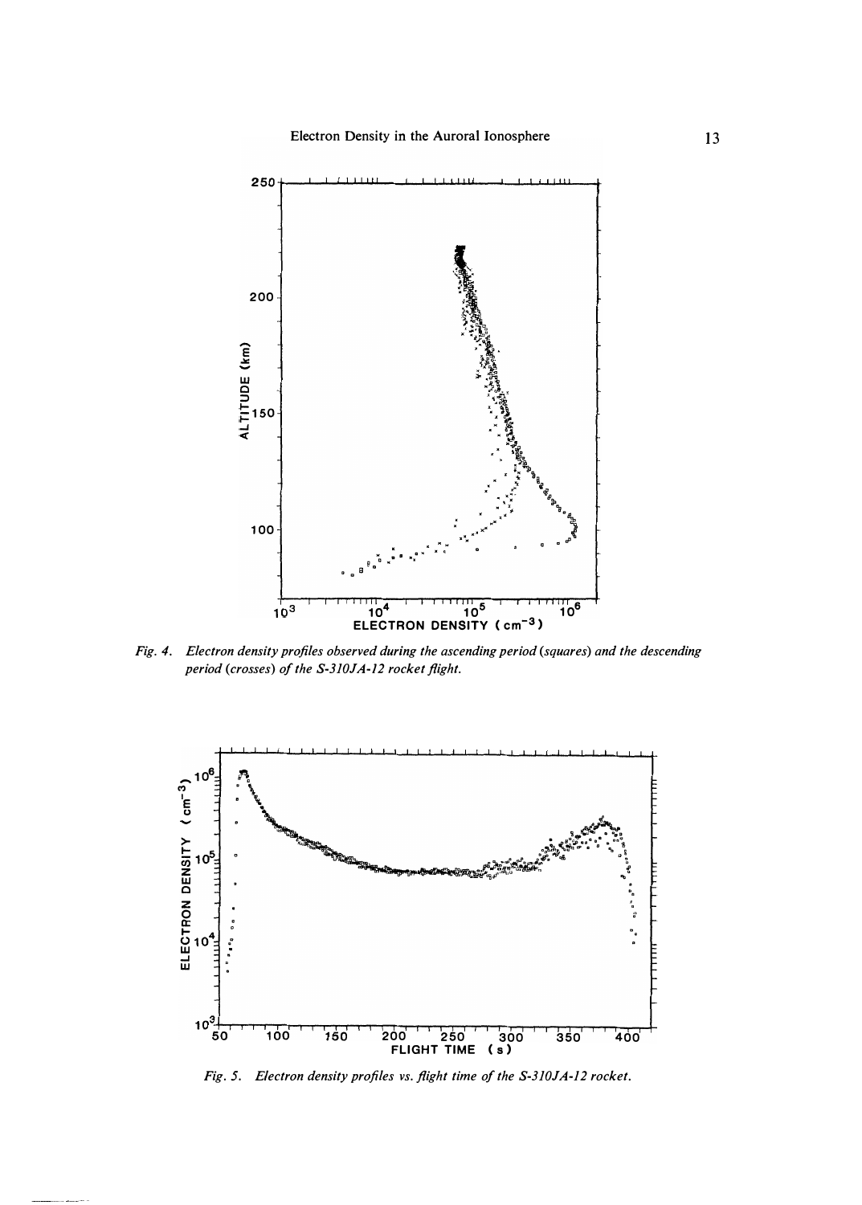Fig. 4. Electron density profiles observed during the ascending period (squares) and the descending period (crosses) of the S-310JA-12 rocket flight.

Fig. 5. Electron density profiles vs. flight time of the S-310JA-12 rocket.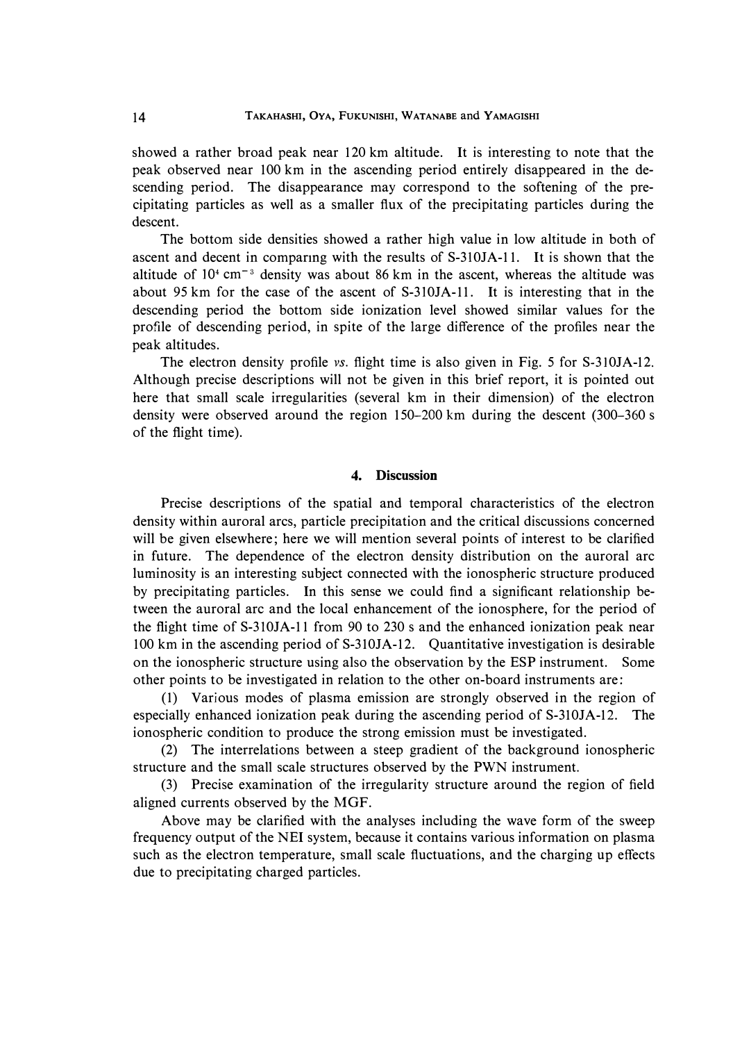showed a rather broad peak near 120 km altitude. It is interesting to note that the peak observed near 100 km in the ascending period entirely disappeared in the descending period. The disappearance may correspond to the softening of the precipitating particles as well as a smaller flux of the precipitating particles during the descent.

The bottom side densities showed a rather high value in low altitude in both of ascent and decent in comparıng with the results of S-310JA-11. It is shown that the altitude of $10^4$ $cm^{-3}$ density was about 86 km in the ascent, whereas the altitude was about 95 km for the case of the ascent of S-310JA-11. It is interesting that in the descending period the bottom side ionization level showed similar values for the profile of descending period, in spite of the large difference of the profiles near the peak altitudes.

The electron density profile *vs.* flight time is also given in Fig. 5 for S-310JA-12. Although precise descriptions will not be given in this brief report, it is pointed out here that small scale irregularities (several km in their dimension) of the electron density were observed around the region 150–200 km during the descent (300–360 s of the flight time).

## 4. Discussion

Precise descriptions of the spatial and temporal characteristics of the electron density within auroral arcs, particle precipitation and the critical discussions concerned will be given elsewhere; here we will mention several points of interest to be clarified in future. The dependence of the electron density distribution on the auroral arc luminosity is an interesting subject connected with the ionospheric structure produced by precipitating particles. In this sense we could find a significant relationship between the auroral arc and the local enhancement of the ionosphere, for the period of the flight time of S-310JA-11 from 90 to 230 s and the enhanced ionization peak near 100 km in the ascending period of S-310JA-12. Quantitative investigation is desirable on the ionospheric structure using also the observation by the ESP instrument. Some other points to be investigated in relation to the other on-board instruments are:

(1) Various modes of plasma emission are strongly observed in the region of especially enhanced ionization peak during the ascending period of S-310JA-12. The ionospheric condition to produce the strong emission must be investigated.

(2) The interrelations between a steep gradient of the background ionospheric structure and the small scale structures observed by the PWN instrument.

(3) Precise examination of the irregularity structure around the region of field aligned currents observed by the MGF.

Above may be clarified with the analyses including the wave form of the sweep frequency output of the NEI system, because it contains various information on plasma such as the electron temperature, small scale fluctuations, and the charging up effects due to precipitating charged particles.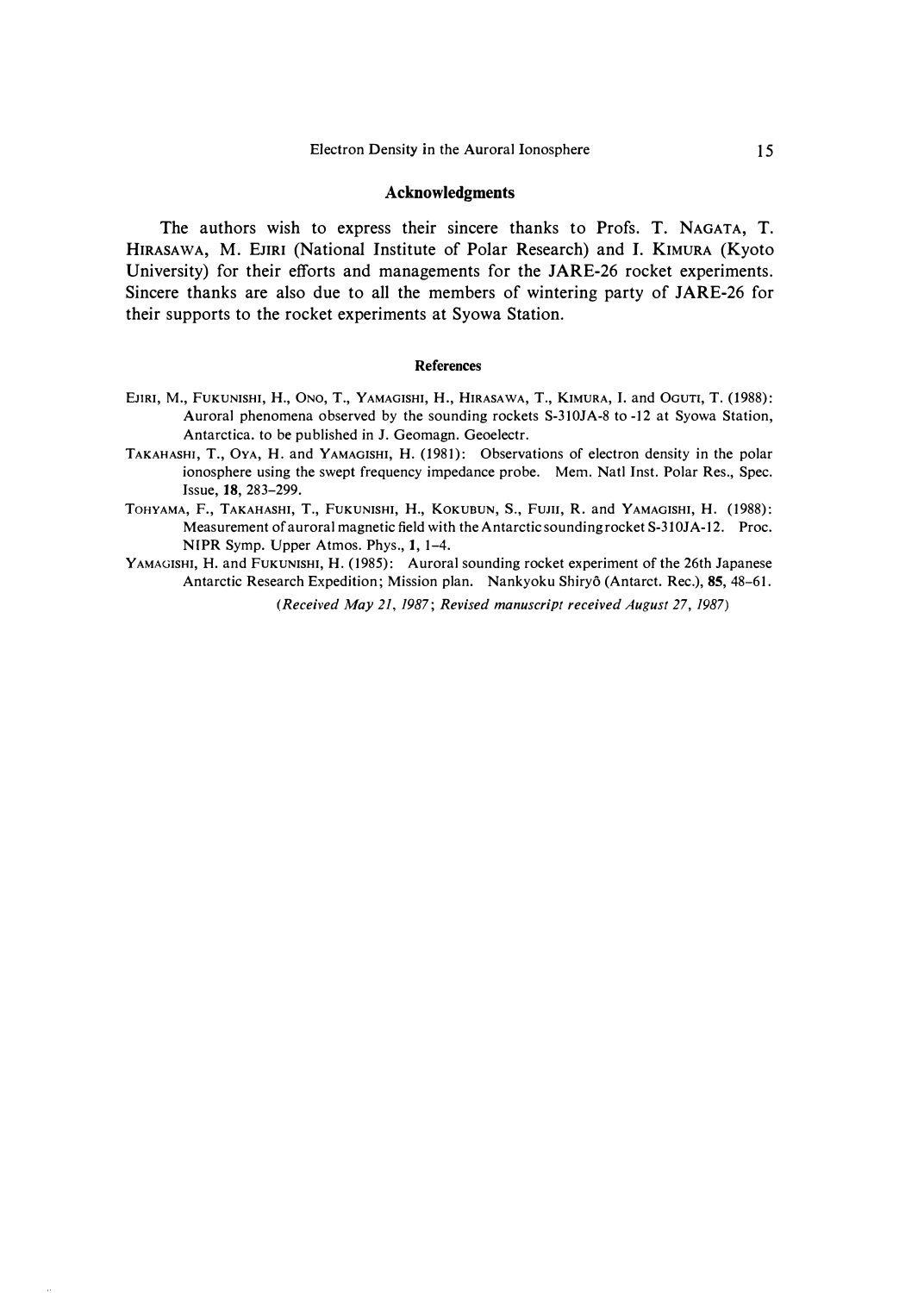## Acknowledgments

The authors wish to express their sincere thanks to Profs. T. NAGATA, T. HIRASAWA, M. EJIRI (National Institute of Polar Research) and I. KIMURA (Kyoto University) for their efforts and managements for the JARE-26 rocket experiments. Sincere thanks are also due to all the members of wintering party of JARE-26 for their supports to the rocket experiments at Syowa Station.

## References

EJIRI, M., FUKUNISHI, H., ONO, T., YAMAGISHI, H., HIRASAWA, T., KIMURA, I. and OGUTI, T. (1988): Auroral phenomena observed by the sounding rockets S-310JA-8 to -12 at Syowa Station, Antarctica. to be published in J. Geomagn. Geoelectr.

TAKAHASHI, T., OYA, H. and YAMAGISHI, H. (1981): Observations of electron density in the polar ionosphere using the swept frequency impedance probe. Mem. Natl Inst. Polar Res., Spec. Issue, **18**, 283–299.

TOHYAMA, F., TAKAHASHI, T., FUKUNISHI, H., KOKUBUN, S., FUJII, R. and YAMAGISHI, H. (1988): Measurement of auroral magnetic field with the Antarctic sounding rocket S-310JA-12. Proc. NIPR Symp. Upper Atmos. Phys., **1**, 1–4.

YAMAGISHI, H. and FUKUNISHI, H. (1985): Auroral sounding rocket experiment of the 26th Japanese Antarctic Research Expedition; Mission plan. Nankyoku Shiryô (Antarct. Rec.), **85**, 48–61.

*(Received May 21, 1987; Revised manuscript received August 27, 1987)*